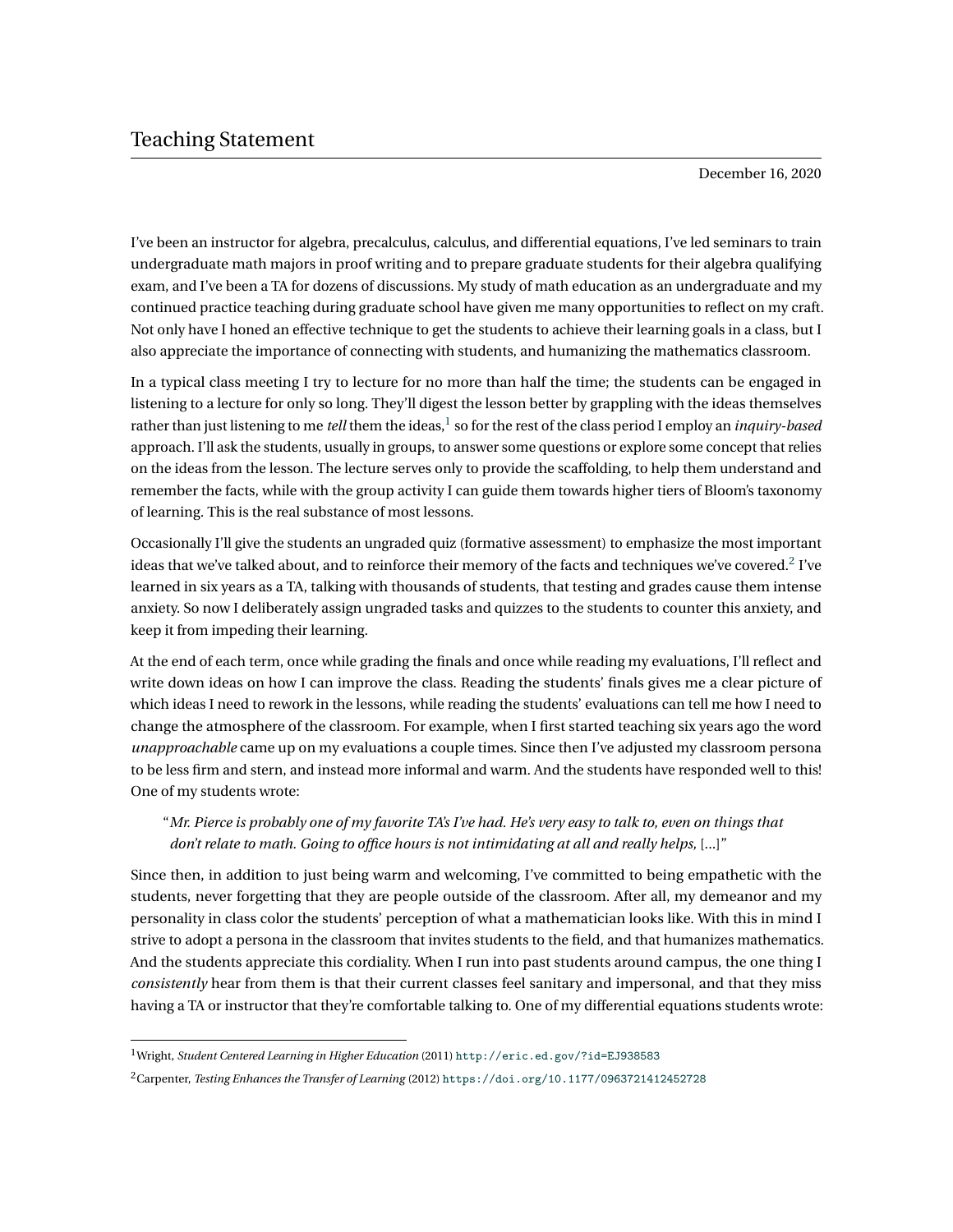# Teaching Statement

December 16, 2020

I've been an instructor for algebra, precalculus, calculus, and differential equations, I've led seminars to train undergraduate math majors in proof writing and to prepare graduate students for their algebra qualifying exam, and I've been a TA for dozens of discussions. My study of math education as an undergraduate and my continued practice teaching during graduate school have given me many opportunities to reflect on my craft. Not only have I honed an effective technique to get the students to achieve their learning goals in a class, but I also appreciate the importance of connecting with students, and humanizing the mathematics classroom.

In a typical class meeting I try to lecture for no more than half the time; the students can be engaged in listening to a lecture for only so long. They'll digest the lesson better by grappling with the ideas themselves rather than just listening to me *tell* them the ideas,[1] so for the rest of the class period I employ an *inquiry-based* approach. I'll ask the students, usually in groups, to answer some questions or explore some concept that relies on the ideas from the lesson. The lecture serves only to provide the scaffolding, to help them understand and remember the facts, while with the group activity I can guide them towards higher tiers of Bloom's taxonomy of learning. This is the real substance of most lessons.

Occasionally I'll give the students an ungraded quiz (formative assessment) to emphasize the most important ideas that we've talked about, and to reinforce their memory of the facts and techniques we've covered.[2] I've learned in six years as a TA, talking with thousands of students, that testing and grades cause them intense anxiety. So now I deliberately assign ungraded tasks and quizzes to the students to counter this anxiety, and keep it from impeding their learning.

At the end of each term, once while grading the finals and once while reading my evaluations, I'll reflect and write down ideas on how I can improve the class. Reading the students' finals gives me a clear picture of which ideas I need to rework in the lessons, while reading the students' evaluations can tell me how I need to change the atmosphere of the classroom. For example, when I first started teaching six years ago the word *unapproachable* came up on my evaluations a couple times. Since then I've adjusted my classroom persona to be less firm and stern, and instead more informal and warm. And the students have responded well to this! One of my students wrote:

> "*Mr. Pierce is probably one of my favorite TA's I've had. He's very easy to talk to, even on things that don't relate to math. Going to office hours is not intimidating at all and really helps,* [...]"

Since then, in addition to just being warm and welcoming, I've committed to being empathetic with the students, never forgetting that they are people outside of the classroom. After all, my demeanor and my personality in class color the students' perception of what a mathematician looks like. With this in mind I strive to adopt a persona in the classroom that invites students to the field, and that humanizes mathematics. And the students appreciate this cordiality. When I run into past students around campus, the one thing I *consistently* hear from them is that their current classes feel sanitary and impersonal, and that they miss having a TA or instructor that they're comfortable talking to. One of my differential equations students wrote:

---

[1] Wright, *Student Centered Learning in Higher Education* (2011) `http://eric.ed.gov/?id=EJ938583`

[2] Carpenter, *Testing Enhances the Transfer of Learning* (2012) `https://doi.org/10.1177/0963721412452728`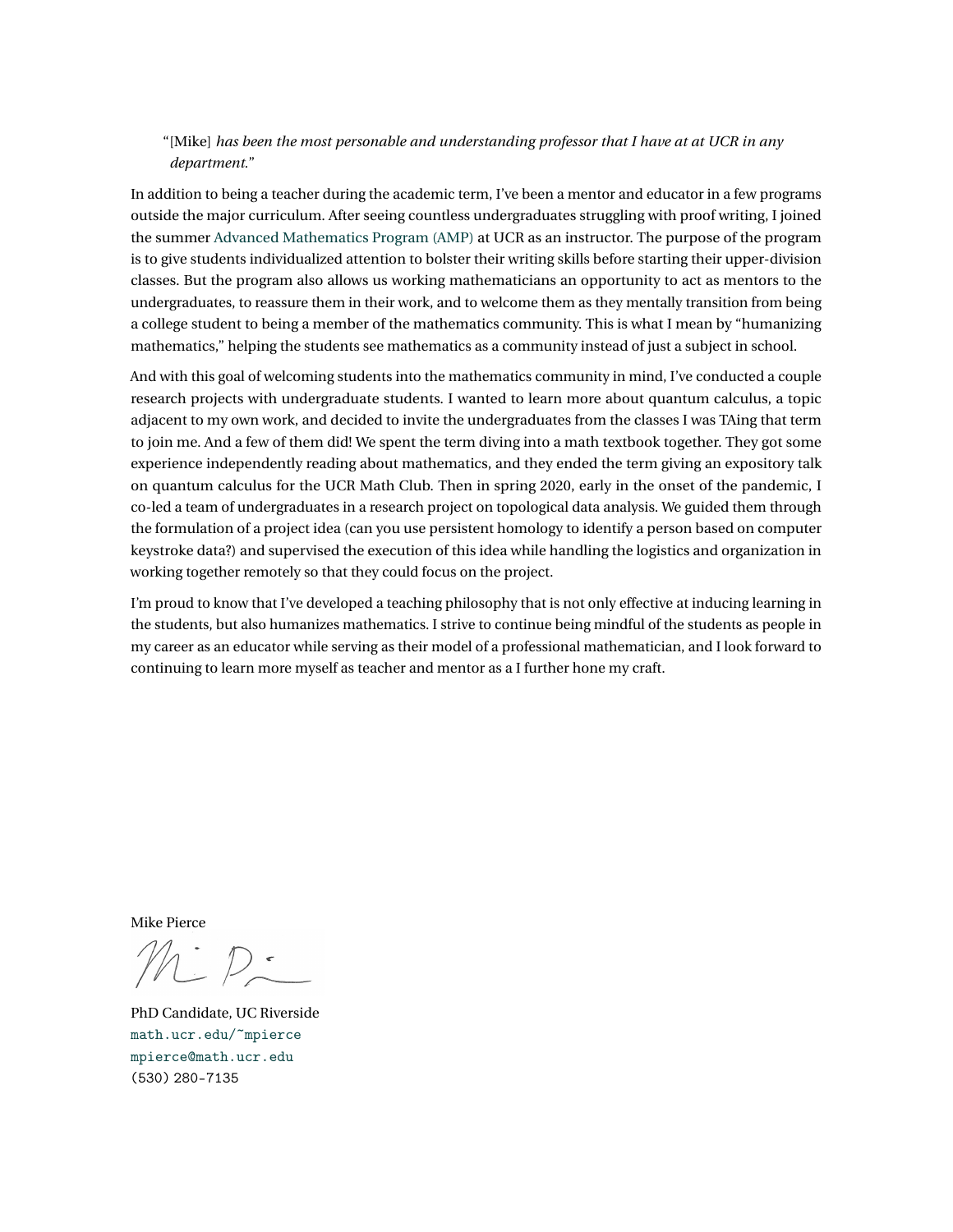> “[Mike] *has been the most personable and understanding professor that I have at at UCR in any department.*”

In addition to being a teacher during the academic term, I’ve been a mentor and educator in a few programs outside the major curriculum. After seeing countless undergraduates struggling with proof writing, I joined the summer Advanced Mathematics Program (AMP) at UCR as an instructor. The purpose of the program is to give students individualized attention to bolster their writing skills before starting their upper-division classes. But the program also allows us working mathematicians an opportunity to act as mentors to the undergraduates, to reassure them in their work, and to welcome them as they mentally transition from being a college student to being a member of the mathematics community. This is what I mean by “humanizing mathematics,” helping the students see mathematics as a community instead of just a subject in school.

And with this goal of welcoming students into the mathematics community in mind, I’ve conducted a couple research projects with undergraduate students. I wanted to learn more about quantum calculus, a topic adjacent to my own work, and decided to invite the undergraduates from the classes I was TAing that term to join me. And a few of them did! We spent the term diving into a math textbook together. They got some experience independently reading about mathematics, and they ended the term giving an expository talk on quantum calculus for the UCR Math Club. Then in spring 2020, early in the onset of the pandemic, I co-led a team of undergraduates in a research project on topological data analysis. We guided them through the formulation of a project idea (can you use persistent homology to identify a person based on computer keystroke data?) and supervised the execution of this idea while handling the logistics and organization in working together remotely so that they could focus on the project.

I’m proud to know that I’ve developed a teaching philosophy that is not only effective at inducing learning in the students, but also humanizes mathematics. I strive to continue being mindful of the students as people in my career as an educator while serving as their model of a professional mathematician, and I look forward to continuing to learn more myself as teacher and mentor as a I further hone my craft.

Mike Pierce

PhD Candidate, UC Riverside
math.ucr.edu/~mpierce
mpierce@math.ucr.edu
(530) 280-7135